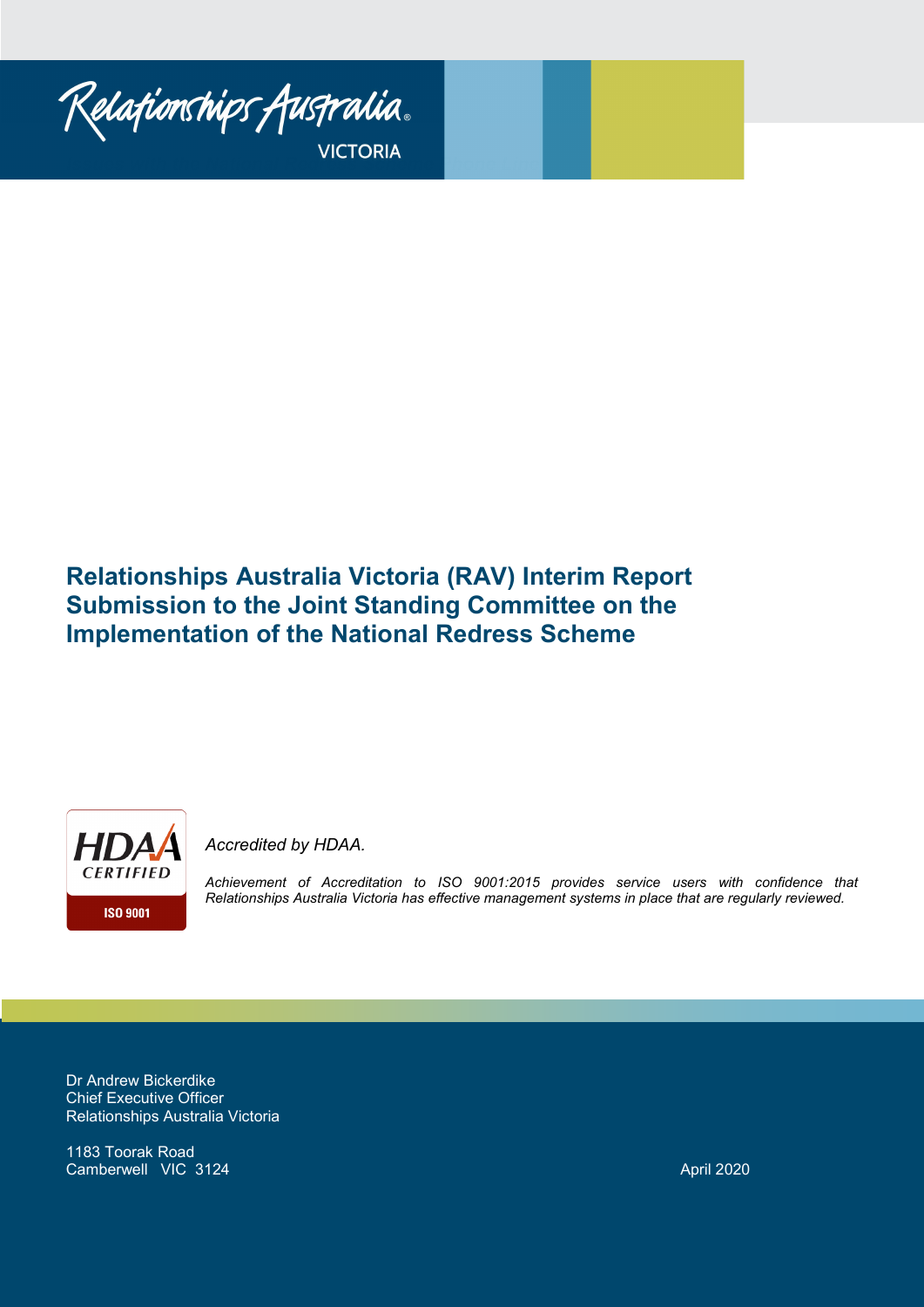Relationships Australia

VICTORIA

# Relationships Australia Victoria (RAV) Interim Report Submission to the Joint Standing Committee on the Implementation of the National Redress Scheme

HDAA CERTIFIED ISO 9001

*Accredited by HDAA.*

*Achievement of Accreditation to ISO 9001:2015 provides service users with confidence that Relationships Australia Victoria has effective management systems in place that are regularly reviewed.*

Dr Andrew Bickerdike
Chief Executive Officer
Relationships Australia Victoria

1183 Toorak Road
Camberwell VIC 3124

April 2020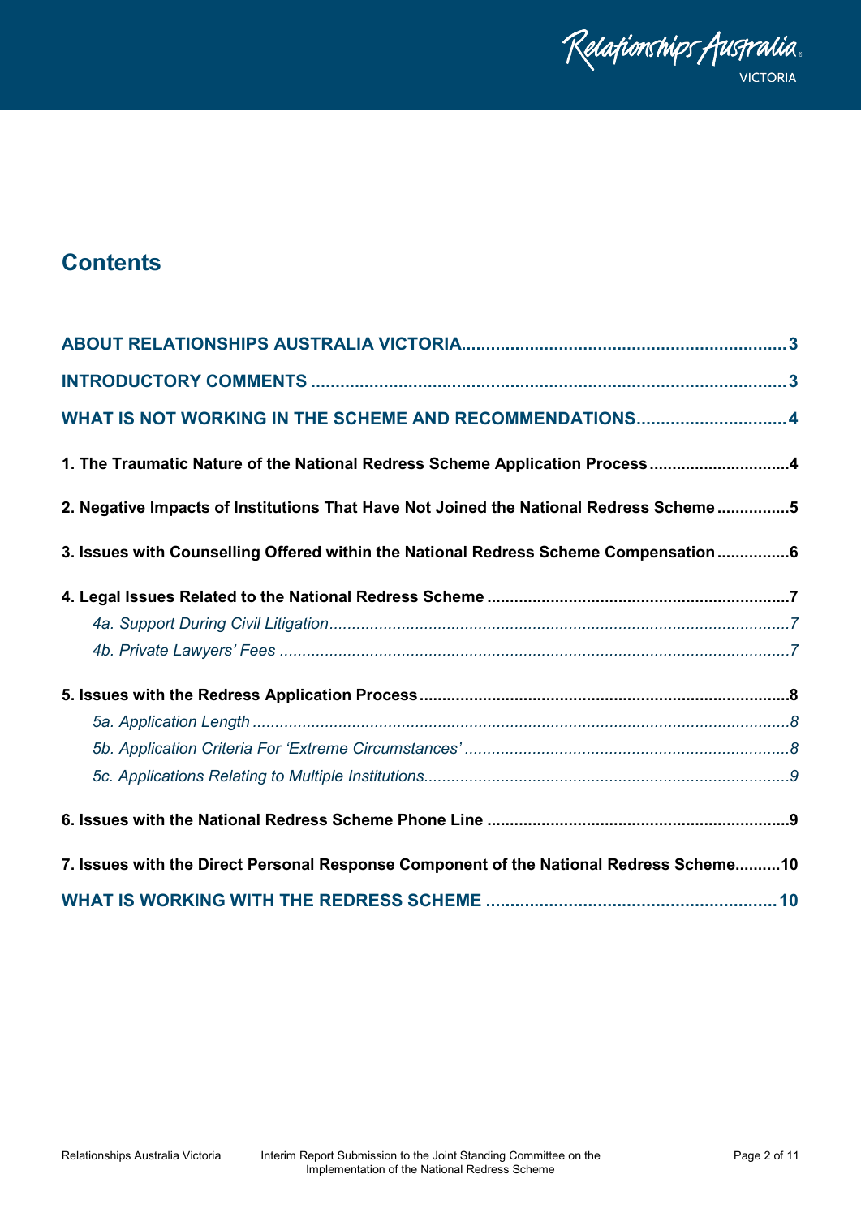# Contents

ABOUT RELATIONSHIPS AUSTRALIA VICTORIA .................................................................. 3

INTRODUCTORY COMMENTS .................................................................................................. 3

WHAT IS NOT WORKING IN THE SCHEME AND RECOMMENDATIONS .............................. 4

**1. The Traumatic Nature of the National Redress Scheme Application Process .............................. 4**

**2. Negative Impacts of Institutions That Have Not Joined the National Redress Scheme ................ 5**

**3. Issues with Counselling Offered within the National Redress Scheme Compensation ................ 6**

**4. Legal Issues Related to the National Redress Scheme .................................................................. 7**

*4a. Support During Civil Litigation ....................................................................................................... 7*

*4b. Private Lawyers' Fees ................................................................................................................... 7*

**5. Issues with the Redress Application Process ................................................................................ 8**

*5a. Application Length ......................................................................................................................... 8*

*5b. Application Criteria For 'Extreme Circumstances' ......................................................................... 8*

*5c. Applications Relating to Multiple Institutions ................................................................................. 9*

**6. Issues with the National Redress Scheme Phone Line .................................................................. 9**

**7. Issues with the Direct Personal Response Component of the National Redress Scheme .......... 10**

WHAT IS WORKING WITH THE REDRESS SCHEME ............................................................ 10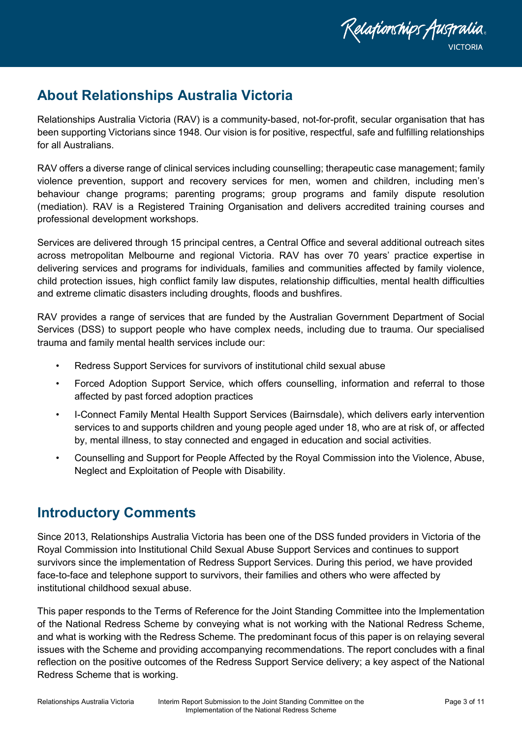## About Relationships Australia Victoria

Relationships Australia Victoria (RAV) is a community-based, not-for-profit, secular organisation that has been supporting Victorians since 1948. Our vision is for positive, respectful, safe and fulfilling relationships for all Australians.

RAV offers a diverse range of clinical services including counselling; therapeutic case management; family violence prevention, support and recovery services for men, women and children, including men's behaviour change programs; parenting programs; group programs and family dispute resolution (mediation). RAV is a Registered Training Organisation and delivers accredited training courses and professional development workshops.

Services are delivered through 15 principal centres, a Central Office and several additional outreach sites across metropolitan Melbourne and regional Victoria. RAV has over 70 years' practice expertise in delivering services and programs for individuals, families and communities affected by family violence, child protection issues, high conflict family law disputes, relationship difficulties, mental health difficulties and extreme climatic disasters including droughts, floods and bushfires.

RAV provides a range of services that are funded by the Australian Government Department of Social Services (DSS) to support people who have complex needs, including due to trauma. Our specialised trauma and family mental health services include our:

- Redress Support Services for survivors of institutional child sexual abuse
- Forced Adoption Support Service, which offers counselling, information and referral to those affected by past forced adoption practices
- I-Connect Family Mental Health Support Services (Bairnsdale), which delivers early intervention services to and supports children and young people aged under 18, who are at risk of, or affected by, mental illness, to stay connected and engaged in education and social activities.
- Counselling and Support for People Affected by the Royal Commission into the Violence, Abuse, Neglect and Exploitation of People with Disability.

## Introductory Comments

Since 2013, Relationships Australia Victoria has been one of the DSS funded providers in Victoria of the Royal Commission into Institutional Child Sexual Abuse Support Services and continues to support survivors since the implementation of Redress Support Services. During this period, we have provided face-to-face and telephone support to survivors, their families and others who were affected by institutional childhood sexual abuse.

This paper responds to the Terms of Reference for the Joint Standing Committee into the Implementation of the National Redress Scheme by conveying what is not working with the National Redress Scheme, and what is working with the Redress Scheme. The predominant focus of this paper is on relaying several issues with the Scheme and providing accompanying recommendations. The report concludes with a final reflection on the positive outcomes of the Redress Support Service delivery; a key aspect of the National Redress Scheme that is working.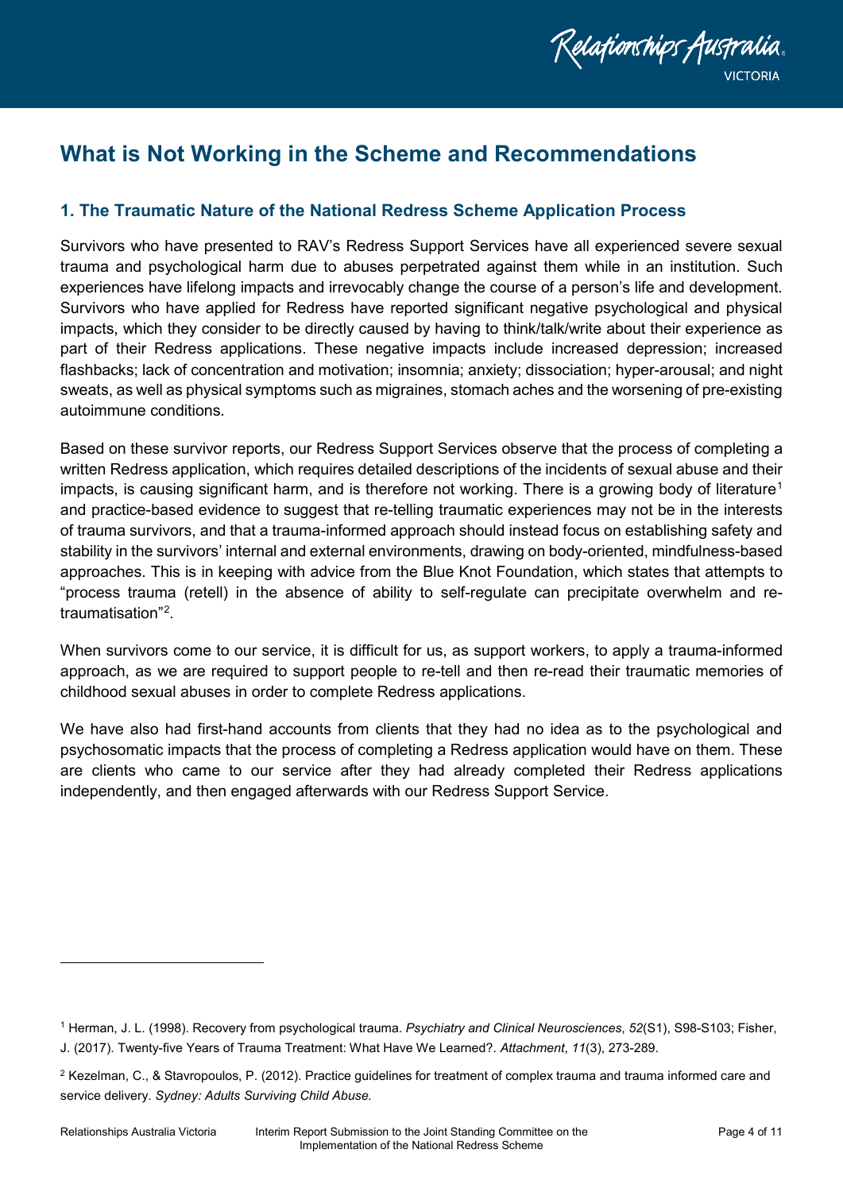# What is Not Working in the Scheme and Recommendations

## 1. The Traumatic Nature of the National Redress Scheme Application Process

Survivors who have presented to RAV's Redress Support Services have all experienced severe sexual trauma and psychological harm due to abuses perpetrated against them while in an institution. Such experiences have lifelong impacts and irrevocably change the course of a person's life and development. Survivors who have applied for Redress have reported significant negative psychological and physical impacts, which they consider to be directly caused by having to think/talk/write about their experience as part of their Redress applications. These negative impacts include increased depression; increased flashbacks; lack of concentration and motivation; insomnia; anxiety; dissociation; hyper-arousal; and night sweats, as well as physical symptoms such as migraines, stomach aches and the worsening of pre-existing autoimmune conditions.

Based on these survivor reports, our Redress Support Services observe that the process of completing a written Redress application, which requires detailed descriptions of the incidents of sexual abuse and their impacts, is causing significant harm, and is therefore not working. There is a growing body of literature[1] and practice-based evidence to suggest that re-telling traumatic experiences may not be in the interests of trauma survivors, and that a trauma-informed approach should instead focus on establishing safety and stability in the survivors' internal and external environments, drawing on body-oriented, mindfulness-based approaches. This is in keeping with advice from the Blue Knot Foundation, which states that attempts to "process trauma (retell) in the absence of ability to self-regulate can precipitate overwhelm and re-traumatisation"[2].

When survivors come to our service, it is difficult for us, as support workers, to apply a trauma-informed approach, as we are required to support people to re-tell and then re-read their traumatic memories of childhood sexual abuses in order to complete Redress applications.

We have also had first-hand accounts from clients that they had no idea as to the psychological and psychosomatic impacts that the process of completing a Redress application would have on them. These are clients who came to our service after they had already completed their Redress applications independently, and then engaged afterwards with our Redress Support Service.

---

[1] Herman, J. L. (1998). Recovery from psychological trauma. *Psychiatry and Clinical Neurosciences*, *52*(S1), S98-S103; Fisher, J. (2017). Twenty-five Years of Trauma Treatment: What Have We Learned?. *Attachment*, *11*(3), 273-289.

[2] Kezelman, C., & Stavropoulos, P. (2012). Practice guidelines for treatment of complex trauma and trauma informed care and service delivery. *Sydney: Adults Surviving Child Abuse.*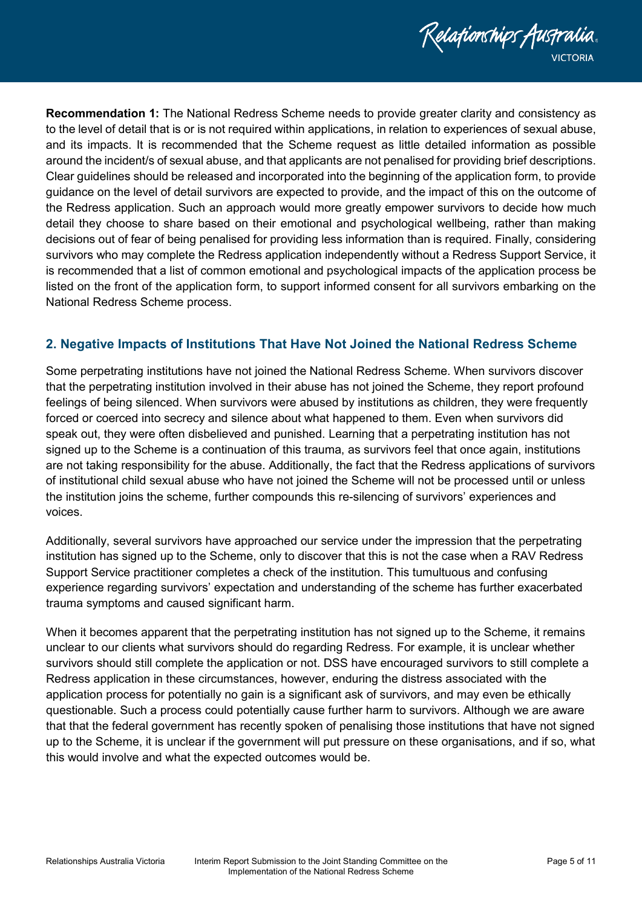**Recommendation 1:** The National Redress Scheme needs to provide greater clarity and consistency as to the level of detail that is or is not required within applications, in relation to experiences of sexual abuse, and its impacts. It is recommended that the Scheme request as little detailed information as possible around the incident/s of sexual abuse, and that applicants are not penalised for providing brief descriptions. Clear guidelines should be released and incorporated into the beginning of the application form, to provide guidance on the level of detail survivors are expected to provide, and the impact of this on the outcome of the Redress application. Such an approach would more greatly empower survivors to decide how much detail they choose to share based on their emotional and psychological wellbeing, rather than making decisions out of fear of being penalised for providing less information than is required. Finally, considering survivors who may complete the Redress application independently without a Redress Support Service, it is recommended that a list of common emotional and psychological impacts of the application process be listed on the front of the application form, to support informed consent for all survivors embarking on the National Redress Scheme process.

## 2. Negative Impacts of Institutions That Have Not Joined the National Redress Scheme

Some perpetrating institutions have not joined the National Redress Scheme. When survivors discover that the perpetrating institution involved in their abuse has not joined the Scheme, they report profound feelings of being silenced. When survivors were abused by institutions as children, they were frequently forced or coerced into secrecy and silence about what happened to them. Even when survivors did speak out, they were often disbelieved and punished. Learning that a perpetrating institution has not signed up to the Scheme is a continuation of this trauma, as survivors feel that once again, institutions are not taking responsibility for the abuse. Additionally, the fact that the Redress applications of survivors of institutional child sexual abuse who have not joined the Scheme will not be processed until or unless the institution joins the scheme, further compounds this re-silencing of survivors' experiences and voices.

Additionally, several survivors have approached our service under the impression that the perpetrating institution has signed up to the Scheme, only to discover that this is not the case when a RAV Redress Support Service practitioner completes a check of the institution. This tumultuous and confusing experience regarding survivors' expectation and understanding of the scheme has further exacerbated trauma symptoms and caused significant harm.

When it becomes apparent that the perpetrating institution has not signed up to the Scheme, it remains unclear to our clients what survivors should do regarding Redress. For example, it is unclear whether survivors should still complete the application or not. DSS have encouraged survivors to still complete a Redress application in these circumstances, however, enduring the distress associated with the application process for potentially no gain is a significant ask of survivors, and may even be ethically questionable. Such a process could potentially cause further harm to survivors. Although we are aware that that the federal government has recently spoken of penalising those institutions that have not signed up to the Scheme, it is unclear if the government will put pressure on these organisations, and if so, what this would involve and what the expected outcomes would be.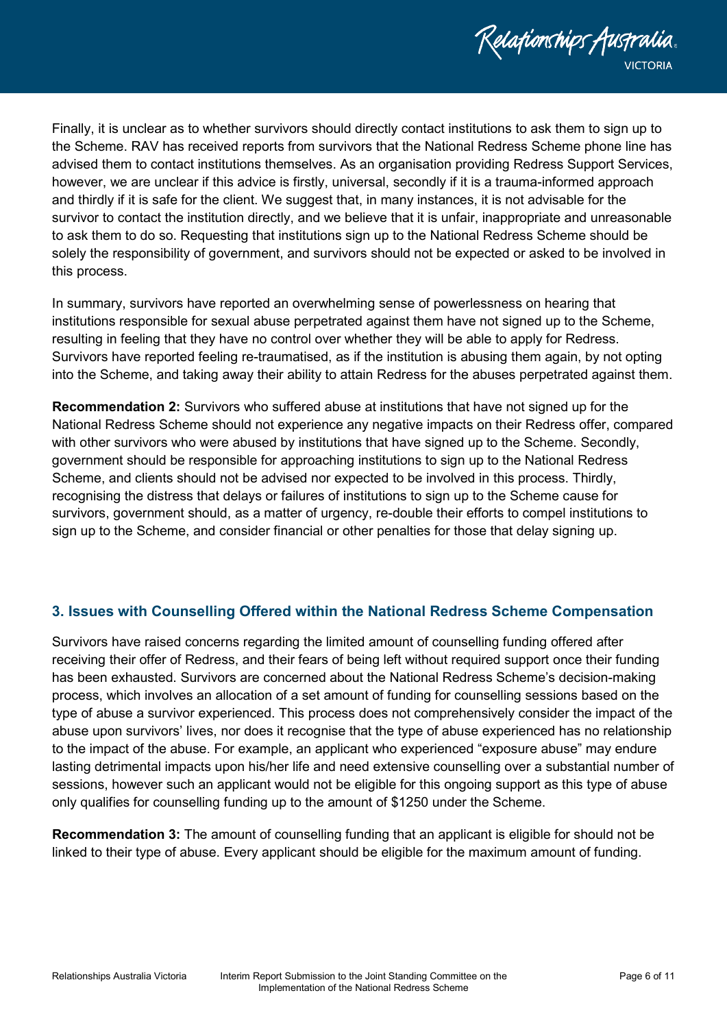Finally, it is unclear as to whether survivors should directly contact institutions to ask them to sign up to the Scheme. RAV has received reports from survivors that the National Redress Scheme phone line has advised them to contact institutions themselves. As an organisation providing Redress Support Services, however, we are unclear if this advice is firstly, universal, secondly if it is a trauma-informed approach and thirdly if it is safe for the client. We suggest that, in many instances, it is not advisable for the survivor to contact the institution directly, and we believe that it is unfair, inappropriate and unreasonable to ask them to do so. Requesting that institutions sign up to the National Redress Scheme should be solely the responsibility of government, and survivors should not be expected or asked to be involved in this process.

In summary, survivors have reported an overwhelming sense of powerlessness on hearing that institutions responsible for sexual abuse perpetrated against them have not signed up to the Scheme, resulting in feeling that they have no control over whether they will be able to apply for Redress. Survivors have reported feeling re-traumatised, as if the institution is abusing them again, by not opting into the Scheme, and taking away their ability to attain Redress for the abuses perpetrated against them.

**Recommendation 2:** Survivors who suffered abuse at institutions that have not signed up for the National Redress Scheme should not experience any negative impacts on their Redress offer, compared with other survivors who were abused by institutions that have signed up to the Scheme. Secondly, government should be responsible for approaching institutions to sign up to the National Redress Scheme, and clients should not be advised nor expected to be involved in this process. Thirdly, recognising the distress that delays or failures of institutions to sign up to the Scheme cause for survivors, government should, as a matter of urgency, re-double their efforts to compel institutions to sign up to the Scheme, and consider financial or other penalties for those that delay signing up.

## 3. Issues with Counselling Offered within the National Redress Scheme Compensation

Survivors have raised concerns regarding the limited amount of counselling funding offered after receiving their offer of Redress, and their fears of being left without required support once their funding has been exhausted. Survivors are concerned about the National Redress Scheme's decision-making process, which involves an allocation of a set amount of funding for counselling sessions based on the type of abuse a survivor experienced. This process does not comprehensively consider the impact of the abuse upon survivors' lives, nor does it recognise that the type of abuse experienced has no relationship to the impact of the abuse. For example, an applicant who experienced "exposure abuse" may endure lasting detrimental impacts upon his/her life and need extensive counselling over a substantial number of sessions, however such an applicant would not be eligible for this ongoing support as this type of abuse only qualifies for counselling funding up to the amount of $1250 under the Scheme.

**Recommendation 3:** The amount of counselling funding that an applicant is eligible for should not be linked to their type of abuse. Every applicant should be eligible for the maximum amount of funding.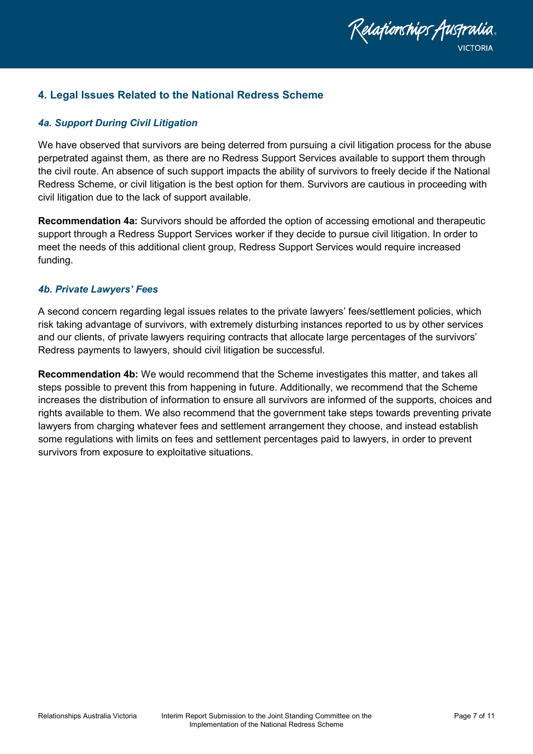## 4. Legal Issues Related to the National Redress Scheme

### *4a. Support During Civil Litigation*

We have observed that survivors are being deterred from pursuing a civil litigation process for the abuse perpetrated against them, as there are no Redress Support Services available to support them through the civil route. An absence of such support impacts the ability of survivors to freely decide if the National Redress Scheme, or civil litigation is the best option for them. Survivors are cautious in proceeding with civil litigation due to the lack of support available.

**Recommendation 4a:** Survivors should be afforded the option of accessing emotional and therapeutic support through a Redress Support Services worker if they decide to pursue civil litigation. In order to meet the needs of this additional client group, Redress Support Services would require increased funding.

### *4b. Private Lawyers' Fees*

A second concern regarding legal issues relates to the private lawyers' fees/settlement policies, which risk taking advantage of survivors, with extremely disturbing instances reported to us by other services and our clients, of private lawyers requiring contracts that allocate large percentages of the survivors' Redress payments to lawyers, should civil litigation be successful.

**Recommendation 4b:** We would recommend that the Scheme investigates this matter, and takes all steps possible to prevent this from happening in future. Additionally, we recommend that the Scheme increases the distribution of information to ensure all survivors are informed of the supports, choices and rights available to them. We also recommend that the government take steps towards preventing private lawyers from charging whatever fees and settlement arrangement they choose, and instead establish some regulations with limits on fees and settlement percentages paid to lawyers, in order to prevent survivors from exposure to exploitative situations.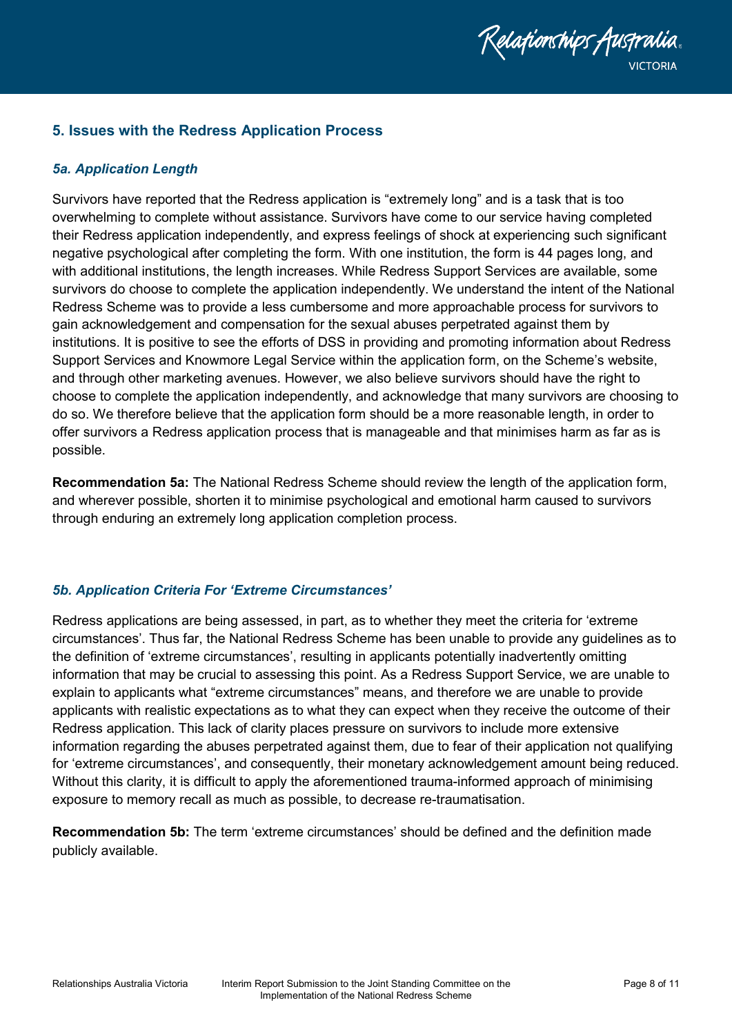## 5. Issues with the Redress Application Process

### *5a. Application Length*

Survivors have reported that the Redress application is "extremely long" and is a task that is too overwhelming to complete without assistance. Survivors have come to our service having completed their Redress application independently, and express feelings of shock at experiencing such significant negative psychological after completing the form. With one institution, the form is 44 pages long, and with additional institutions, the length increases. While Redress Support Services are available, some survivors do choose to complete the application independently. We understand the intent of the National Redress Scheme was to provide a less cumbersome and more approachable process for survivors to gain acknowledgement and compensation for the sexual abuses perpetrated against them by institutions. It is positive to see the efforts of DSS in providing and promoting information about Redress Support Services and Knowmore Legal Service within the application form, on the Scheme's website, and through other marketing avenues. However, we also believe survivors should have the right to choose to complete the application independently, and acknowledge that many survivors are choosing to do so. We therefore believe that the application form should be a more reasonable length, in order to offer survivors a Redress application process that is manageable and that minimises harm as far as is possible.

**Recommendation 5a:** The National Redress Scheme should review the length of the application form, and wherever possible, shorten it to minimise psychological and emotional harm caused to survivors through enduring an extremely long application completion process.

### *5b. Application Criteria For 'Extreme Circumstances'*

Redress applications are being assessed, in part, as to whether they meet the criteria for 'extreme circumstances'. Thus far, the National Redress Scheme has been unable to provide any guidelines as to the definition of 'extreme circumstances', resulting in applicants potentially inadvertently omitting information that may be crucial to assessing this point. As a Redress Support Service, we are unable to explain to applicants what "extreme circumstances" means, and therefore we are unable to provide applicants with realistic expectations as to what they can expect when they receive the outcome of their Redress application. This lack of clarity places pressure on survivors to include more extensive information regarding the abuses perpetrated against them, due to fear of their application not qualifying for 'extreme circumstances', and consequently, their monetary acknowledgement amount being reduced. Without this clarity, it is difficult to apply the aforementioned trauma-informed approach of minimising exposure to memory recall as much as possible, to decrease re-traumatisation.

**Recommendation 5b:** The term 'extreme circumstances' should be defined and the definition made publicly available.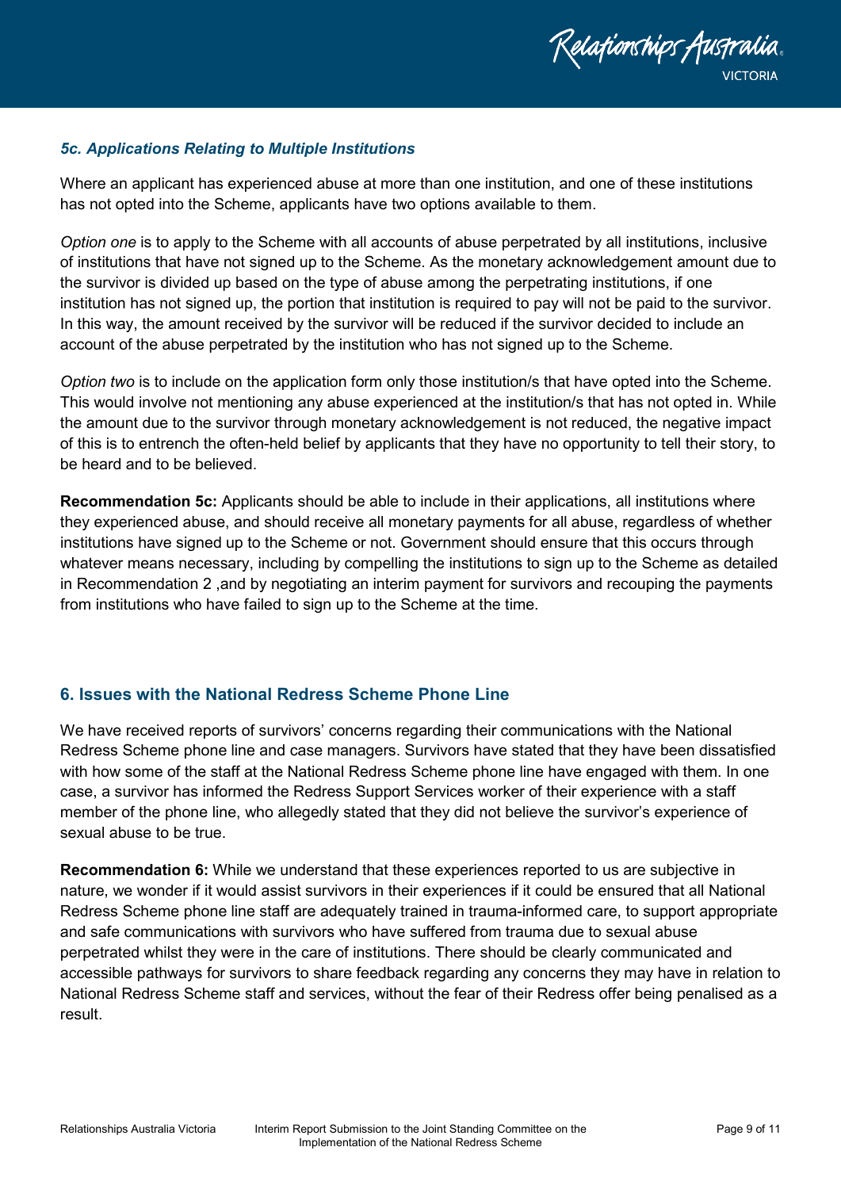### *5c. Applications Relating to Multiple Institutions*

Where an applicant has experienced abuse at more than one institution, and one of these institutions has not opted into the Scheme, applicants have two options available to them.

*Option one* is to apply to the Scheme with all accounts of abuse perpetrated by all institutions, inclusive of institutions that have not signed up to the Scheme. As the monetary acknowledgement amount due to the survivor is divided up based on the type of abuse among the perpetrating institutions, if one institution has not signed up, the portion that institution is required to pay will not be paid to the survivor. In this way, the amount received by the survivor will be reduced if the survivor decided to include an account of the abuse perpetrated by the institution who has not signed up to the Scheme.

*Option two* is to include on the application form only those institution/s that have opted into the Scheme. This would involve not mentioning any abuse experienced at the institution/s that has not opted in. While the amount due to the survivor through monetary acknowledgement is not reduced, the negative impact of this is to entrench the often-held belief by applicants that they have no opportunity to tell their story, to be heard and to be believed.

**Recommendation 5c:** Applicants should be able to include in their applications, all institutions where they experienced abuse, and should receive all monetary payments for all abuse, regardless of whether institutions have signed up to the Scheme or not. Government should ensure that this occurs through whatever means necessary, including by compelling the institutions to sign up to the Scheme as detailed in Recommendation 2 ,and by negotiating an interim payment for survivors and recouping the payments from institutions who have failed to sign up to the Scheme at the time.

## 6. Issues with the National Redress Scheme Phone Line

We have received reports of survivors' concerns regarding their communications with the National Redress Scheme phone line and case managers. Survivors have stated that they have been dissatisfied with how some of the staff at the National Redress Scheme phone line have engaged with them. In one case, a survivor has informed the Redress Support Services worker of their experience with a staff member of the phone line, who allegedly stated that they did not believe the survivor's experience of sexual abuse to be true.

**Recommendation 6:** While we understand that these experiences reported to us are subjective in nature, we wonder if it would assist survivors in their experiences if it could be ensured that all National Redress Scheme phone line staff are adequately trained in trauma-informed care, to support appropriate and safe communications with survivors who have suffered from trauma due to sexual abuse perpetrated whilst they were in the care of institutions. There should be clearly communicated and accessible pathways for survivors to share feedback regarding any concerns they may have in relation to National Redress Scheme staff and services, without the fear of their Redress offer being penalised as a result.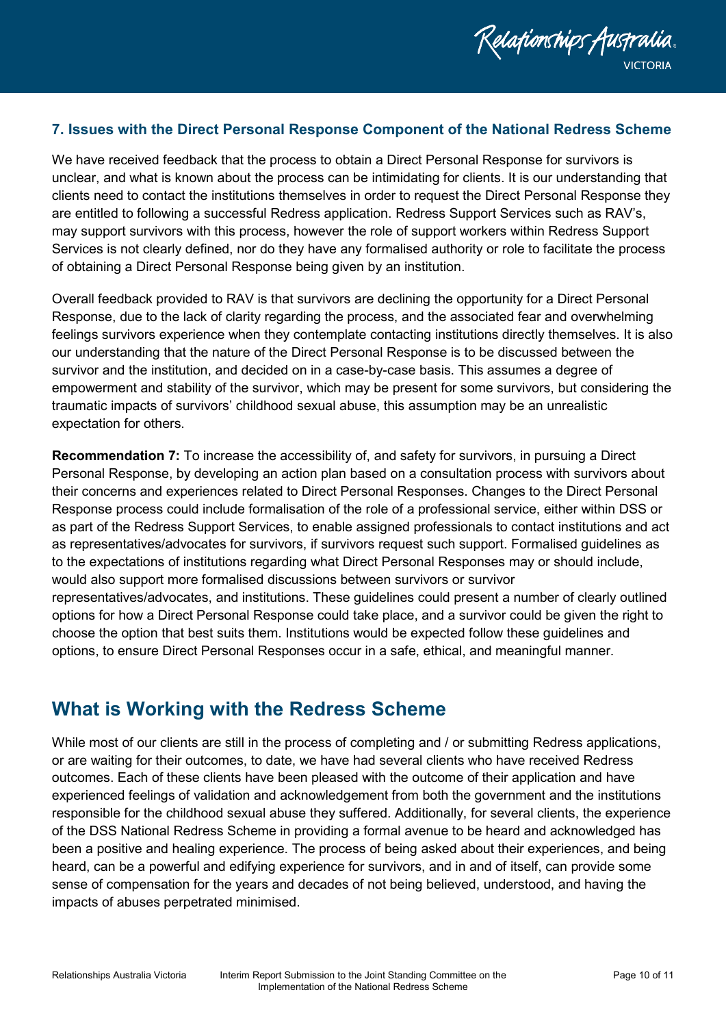### 7. Issues with the Direct Personal Response Component of the National Redress Scheme

We have received feedback that the process to obtain a Direct Personal Response for survivors is unclear, and what is known about the process can be intimidating for clients. It is our understanding that clients need to contact the institutions themselves in order to request the Direct Personal Response they are entitled to following a successful Redress application. Redress Support Services such as RAV's, may support survivors with this process, however the role of support workers within Redress Support Services is not clearly defined, nor do they have any formalised authority or role to facilitate the process of obtaining a Direct Personal Response being given by an institution.

Overall feedback provided to RAV is that survivors are declining the opportunity for a Direct Personal Response, due to the lack of clarity regarding the process, and the associated fear and overwhelming feelings survivors experience when they contemplate contacting institutions directly themselves. It is also our understanding that the nature of the Direct Personal Response is to be discussed between the survivor and the institution, and decided on in a case-by-case basis. This assumes a degree of empowerment and stability of the survivor, which may be present for some survivors, but considering the traumatic impacts of survivors' childhood sexual abuse, this assumption may be an unrealistic expectation for others.

**Recommendation 7:** To increase the accessibility of, and safety for survivors, in pursuing a Direct Personal Response, by developing an action plan based on a consultation process with survivors about their concerns and experiences related to Direct Personal Responses. Changes to the Direct Personal Response process could include formalisation of the role of a professional service, either within DSS or as part of the Redress Support Services, to enable assigned professionals to contact institutions and act as representatives/advocates for survivors, if survivors request such support. Formalised guidelines as to the expectations of institutions regarding what Direct Personal Responses may or should include, would also support more formalised discussions between survivors or survivor representatives/advocates, and institutions. These guidelines could present a number of clearly outlined options for how a Direct Personal Response could take place, and a survivor could be given the right to choose the option that best suits them. Institutions would be expected follow these guidelines and options, to ensure Direct Personal Responses occur in a safe, ethical, and meaningful manner.

## What is Working with the Redress Scheme

While most of our clients are still in the process of completing and / or submitting Redress applications, or are waiting for their outcomes, to date, we have had several clients who have received Redress outcomes. Each of these clients have been pleased with the outcome of their application and have experienced feelings of validation and acknowledgement from both the government and the institutions responsible for the childhood sexual abuse they suffered. Additionally, for several clients, the experience of the DSS National Redress Scheme in providing a formal avenue to be heard and acknowledged has been a positive and healing experience. The process of being asked about their experiences, and being heard, can be a powerful and edifying experience for survivors, and in and of itself, can provide some sense of compensation for the years and decades of not being believed, understood, and having the impacts of abuses perpetrated minimised.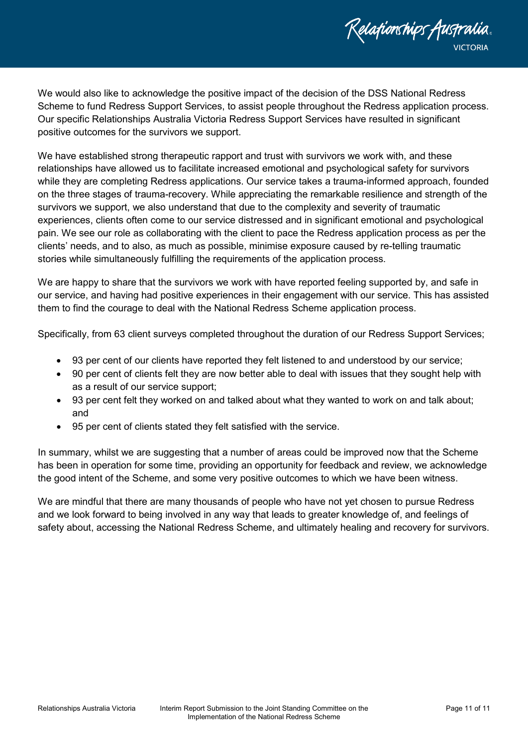We would also like to acknowledge the positive impact of the decision of the DSS National Redress Scheme to fund Redress Support Services, to assist people throughout the Redress application process. Our specific Relationships Australia Victoria Redress Support Services have resulted in significant positive outcomes for the survivors we support.

We have established strong therapeutic rapport and trust with survivors we work with, and these relationships have allowed us to facilitate increased emotional and psychological safety for survivors while they are completing Redress applications. Our service takes a trauma-informed approach, founded on the three stages of trauma-recovery. While appreciating the remarkable resilience and strength of the survivors we support, we also understand that due to the complexity and severity of traumatic experiences, clients often come to our service distressed and in significant emotional and psychological pain. We see our role as collaborating with the client to pace the Redress application process as per the clients' needs, and to also, as much as possible, minimise exposure caused by re-telling traumatic stories while simultaneously fulfilling the requirements of the application process.

We are happy to share that the survivors we work with have reported feeling supported by, and safe in our service, and having had positive experiences in their engagement with our service. This has assisted them to find the courage to deal with the National Redress Scheme application process.

Specifically, from 63 client surveys completed throughout the duration of our Redress Support Services;

- 93 per cent of our clients have reported they felt listened to and understood by our service;
- 90 per cent of clients felt they are now better able to deal with issues that they sought help with as a result of our service support;
- 93 per cent felt they worked on and talked about what they wanted to work on and talk about; and
- 95 per cent of clients stated they felt satisfied with the service.

In summary, whilst we are suggesting that a number of areas could be improved now that the Scheme has been in operation for some time, providing an opportunity for feedback and review, we acknowledge the good intent of the Scheme, and some very positive outcomes to which we have been witness.

We are mindful that there are many thousands of people who have not yet chosen to pursue Redress and we look forward to being involved in any way that leads to greater knowledge of, and feelings of safety about, accessing the National Redress Scheme, and ultimately healing and recovery for survivors.